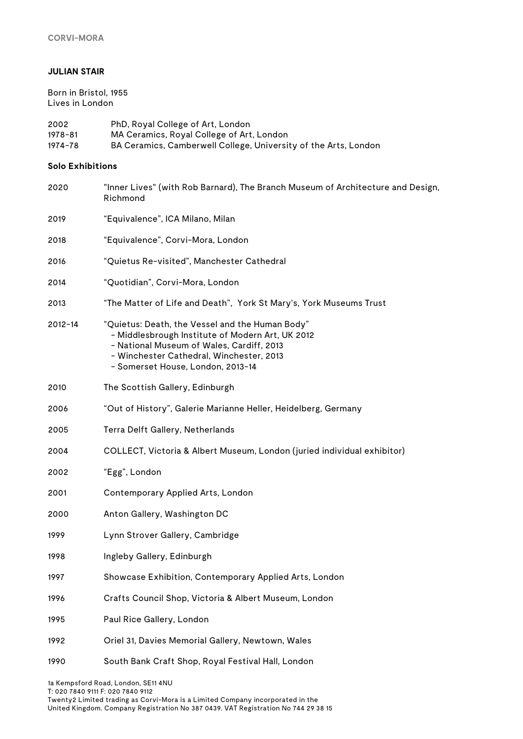**CORVI-MORA**

# JULIAN STAIR

Born in Bristol, 1955
Lives in London

| | |
|---|---|
| 2002 | PhD, Royal College of Art, London |
| 1978–81 | MA Ceramics, Royal College of Art, London |
| 1974–78 | BA Ceramics, Camberwell College, University of the Arts, London |

## Solo Exhibitions

2020 "Inner Lives" (with Rob Barnard), The Branch Museum of Architecture and Design, Richmond

2019 "Equivalence", ICA Milano, Milan

2018 "Equivalence", Corvi-Mora, London

2016 "Quietus Re-visited", Manchester Cathedral

2014 "Quotidian", Corvi-Mora, London

2013 "The Matter of Life and Death", York St Mary's, York Museums Trust

2012–14 "Quietus: Death, the Vessel and the Human Body"
- Middlesbrough Institute of Modern Art, UK 2012
- National Museum of Wales, Cardiff, 2013
- Winchester Cathedral, Winchester, 2013
- Somerset House, London, 2013-14

2010 The Scottish Gallery, Edinburgh

2006 "Out of History", Galerie Marianne Heller, Heidelberg, Germany

2005 Terra Delft Gallery, Netherlands

2004 COLLECT, Victoria & Albert Museum, London (juried individual exhibitor)

2002 "Egg", London

2001 Contemporary Applied Arts, London

2000 Anton Gallery, Washington DC

1999 Lynn Strover Gallery, Cambridge

1998 Ingleby Gallery, Edinburgh

1997 Showcase Exhibition, Contemporary Applied Arts, London

1996 Crafts Council Shop, Victoria & Albert Museum, London

1995 Paul Rice Gallery, London

1992 Oriel 31, Davies Memorial Gallery, Newtown, Wales

1990 South Bank Craft Shop, Royal Festival Hall, London

1a Kempsford Road, London, SE11 4NU
T: 020 7840 9111 F: 020 7840 9112
Twenty2 Limited trading as Corvi-Mora is a Limited Company incorporated in the United Kingdom. Company Registration No 387 0439. VAT Registration No 744 29 38 15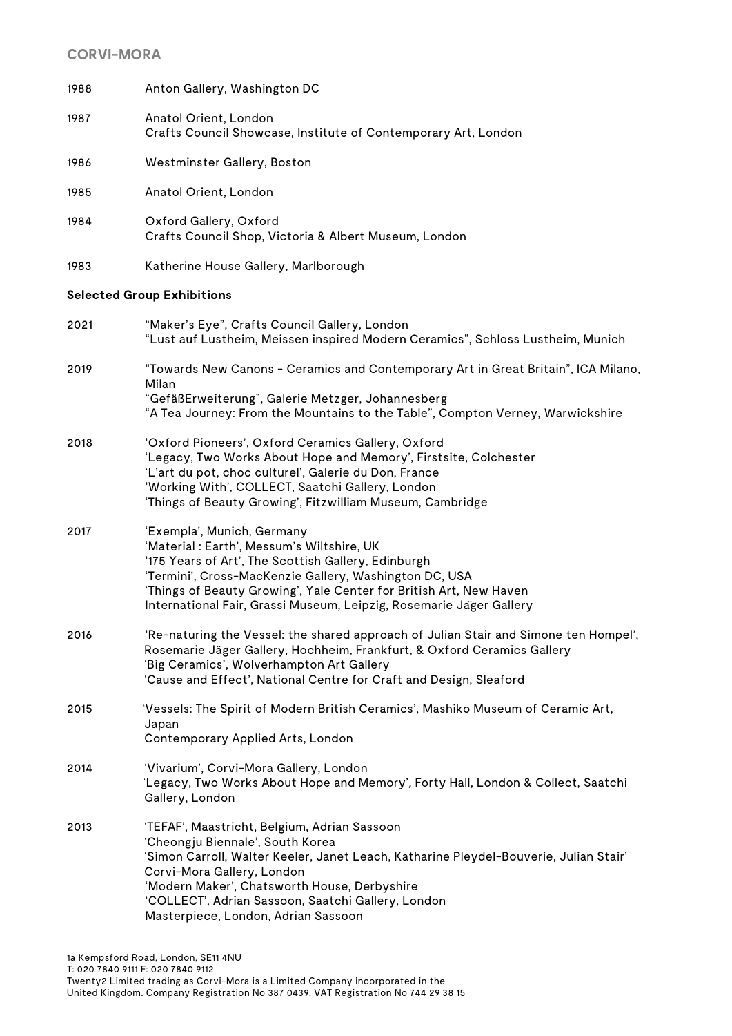| | |
|---|---|
| 1988 | Anton Gallery, Washington DC |
| 1987 | Anatol Orient, London<br>Crafts Council Showcase, Institute of Contemporary Art, London |
| 1986 | Westminster Gallery, Boston |
| 1985 | Anatol Orient, London |
| 1984 | Oxford Gallery, Oxford<br>Crafts Council Shop, Victoria & Albert Museum, London |
| 1983 | Katherine House Gallery, Marlborough |

**Selected Group Exhibitions**

| | |
|---|---|
| 2021 | "Maker's Eye", Crafts Council Gallery, London<br>"Lust auf Lustheim, Meissen inspired Modern Ceramics", Schloss Lustheim, Munich |
| 2019 | "Towards New Canons - Ceramics and Contemporary Art in Great Britain", ICA Milano, Milan<br>"GefäßErweiterung", Galerie Metzger, Johannesberg<br>"A Tea Journey: From the Mountains to the Table", Compton Verney, Warwickshire |
| 2018 | 'Oxford Pioneers', Oxford Ceramics Gallery, Oxford<br>'Legacy, Two Works About Hope and Memory', Firstsite, Colchester<br>'L'art du pot, choc culturel', Galerie du Don, France<br>'Working With', COLLECT, Saatchi Gallery, London<br>'Things of Beauty Growing', Fitzwilliam Museum, Cambridge |
| 2017 | 'Exempla', Munich, Germany<br>'Material : Earth', Messum's Wiltshire, UK<br>'175 Years of Art', The Scottish Gallery, Edinburgh<br>'Termini', Cross-MacKenzie Gallery, Washington DC, USA<br>'Things of Beauty Growing', Yale Center for British Art, New Haven<br>International Fair, Grassi Museum, Leipzig, Rosemarie Jäger Gallery |
| 2016 | 'Re-naturing the Vessel: the shared approach of Julian Stair and Simone ten Hompel', Rosemarie Jäger Gallery, Hochheim, Frankfurt, & Oxford Ceramics Gallery<br>'Big Ceramics', Wolverhampton Art Gallery<br>'Cause and Effect', National Centre for Craft and Design, Sleaford |
| 2015 | 'Vessels: The Spirit of Modern British Ceramics', Mashiko Museum of Ceramic Art, Japan<br>Contemporary Applied Arts, London |
| 2014 | 'Vivarium', Corvi-Mora Gallery, London<br>'Legacy, Two Works About Hope and Memory', Forty Hall, London & Collect, Saatchi Gallery, London |
| 2013 | 'TEFAF', Maastricht, Belgium, Adrian Sassoon<br>'Cheongju Biennale', South Korea<br>'Simon Carroll, Walter Keeler, Janet Leach, Katharine Pleydel-Bouverie, Julian Stair' Corvi-Mora Gallery, London<br>'Modern Maker', Chatsworth House, Derbyshire<br>'COLLECT', Adrian Sassoon, Saatchi Gallery, London<br>Masterpiece, London, Adrian Sassoon |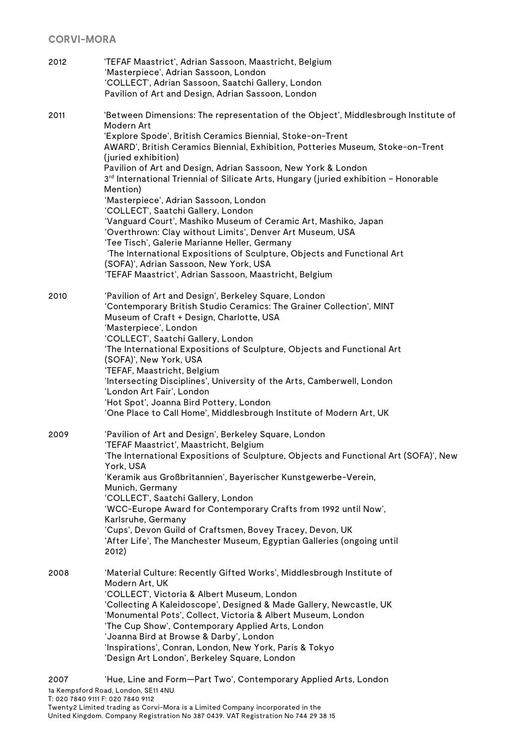| | |
|---|---|
| 2012 | 'TEFAF Maastrict', Adrian Sassoon, Maastricht, Belgium<br>'Masterpiece', Adrian Sassoon, London<br>'COLLECT', Adrian Sassoon, Saatchi Gallery, London<br>Pavilion of Art and Design, Adrian Sassoon, London |
| 2011 | 'Between Dimensions: The representation of the Object', Middlesbrough Institute of Modern Art<br>'Explore Spode', British Ceramics Biennial, Stoke-on-Trent<br>AWARD', British Ceramics Biennial, Exhibition, Potteries Museum, Stoke-on-Trent (juried exhibition)<br>Pavilion of Art and Design, Adrian Sassoon, New York & London<br>3rd International Triennial of Silicate Arts, Hungary (juried exhibition – Honorable Mention)<br>'Masterpiece', Adrian Sassoon, London<br>'COLLECT', Saatchi Gallery, London<br>'Vanguard Court', Mashiko Museum of Ceramic Art, Mashiko, Japan<br>'Overthrown: Clay without Limits', Denver Art Museum, USA<br>'Tee Tisch', Galerie Marianne Heller, Germany<br>'The International Expositions of Sculpture, Objects and Functional Art (SOFA)', Adrian Sassoon, New York, USA<br>'TEFAF Maastrict', Adrian Sassoon, Maastricht, Belgium |
| 2010 | 'Pavilion of Art and Design', Berkeley Square, London<br>'Contemporary British Studio Ceramics: The Grainer Collection', MINT Museum of Craft + Design, Charlotte, USA<br>'Masterpiece', London<br>'COLLECT', Saatchi Gallery, London<br>'The International Expositions of Sculpture, Objects and Functional Art (SOFA)', New York, USA<br>'TEFAF, Maastricht, Belgium<br>'Intersecting Disciplines', University of the Arts, Camberwell, London<br>'London Art Fair', London<br>'Hot Spot', Joanna Bird Pottery, London<br>'One Place to Call Home', Middlesbrough Institute of Modern Art, UK |
| 2009 | 'Pavilion of Art and Design', Berkeley Square, London<br>'TEFAF Maastrict', Maastricht, Belgium<br>'The International Expositions of Sculpture, Objects and Functional Art (SOFA)', New York, USA<br>'Keramik aus Großbritannien', Bayerischer Kunstgewerbe-Verein, Munich, Germany<br>'COLLECT', Saatchi Gallery, London<br>'WCC-Europe Award for Contemporary Crafts from 1992 until Now', Karlsruhe, Germany<br>'Cups', Devon Guild of Craftsmen, Bovey Tracey, Devon, UK<br>'After Life', The Manchester Museum, Egyptian Galleries (ongoing until 2012) |
| 2008 | 'Material Culture: Recently Gifted Works', Middlesbrough Institute of Modern Art, UK<br>'COLLECT', Victoria & Albert Museum, London<br>'Collecting A Kaleidoscope', Designed & Made Gallery, Newcastle, UK<br>'Monumental Pots', Collect, Victoria & Albert Museum, London<br>'The Cup Show', Contemporary Applied Arts, London<br>'Joanna Bird at Browse & Darby', London<br>'Inspirations', Conran, London, New York, Paris & Tokyo<br>'Design Art London', Berkeley Square, London |
| 2007 | 'Hue, Line and Form—Part Two', Contemporary Applied Arts, London |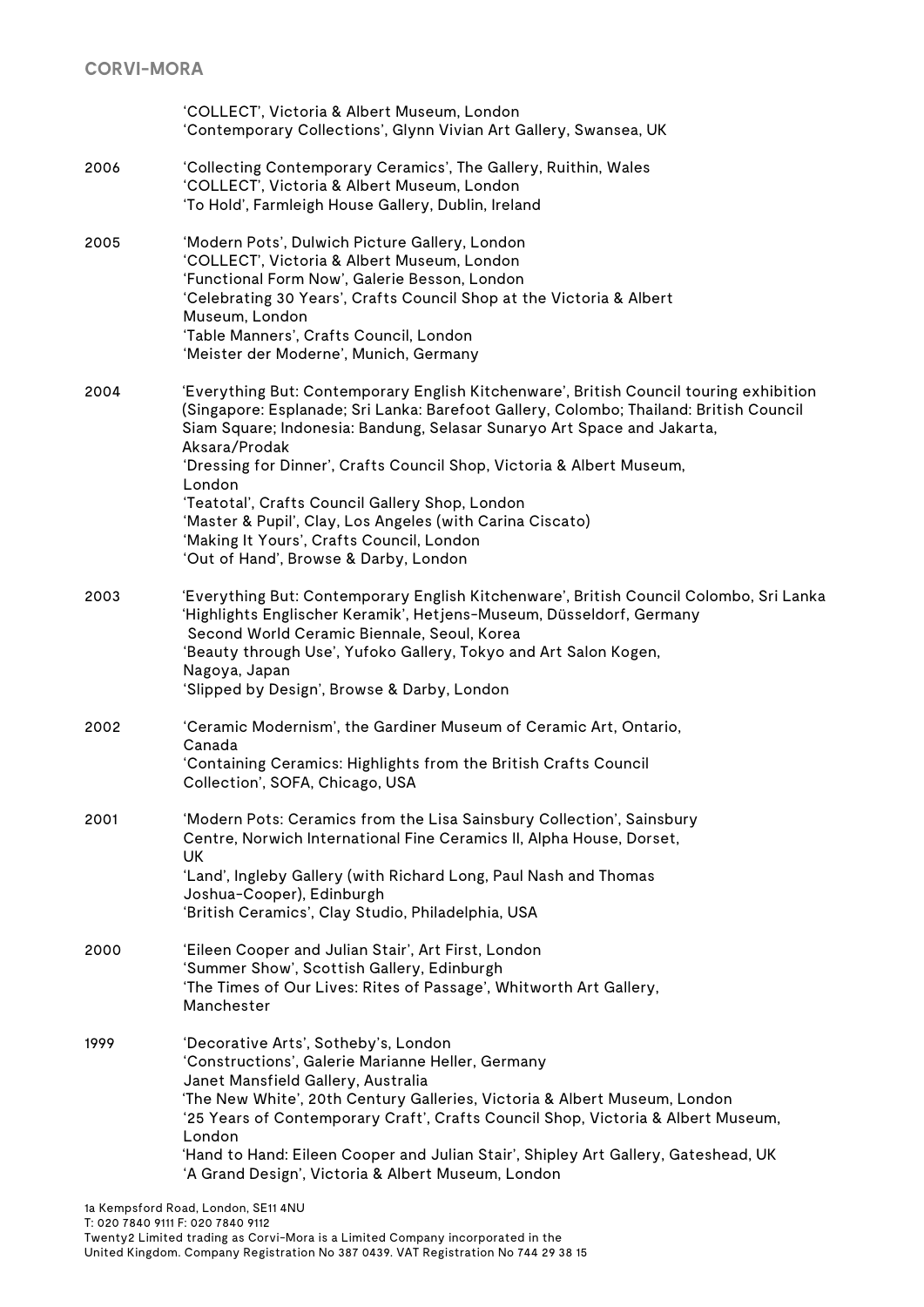'COLLECT', Victoria & Albert Museum, London
'Contemporary Collections', Glynn Vivian Art Gallery, Swansea, UK

2006
'Collecting Contemporary Ceramics', The Gallery, Ruithin, Wales
'COLLECT', Victoria & Albert Museum, London
'To Hold', Farmleigh House Gallery, Dublin, Ireland

2005
'Modern Pots', Dulwich Picture Gallery, London
'COLLECT', Victoria & Albert Museum, London
'Functional Form Now', Galerie Besson, London
'Celebrating 30 Years', Crafts Council Shop at the Victoria & Albert Museum, London
'Table Manners', Crafts Council, London
'Meister der Moderne', Munich, Germany

2004
'Everything But: Contemporary English Kitchenware', British Council touring exhibition (Singapore: Esplanade; Sri Lanka: Barefoot Gallery, Colombo; Thailand: British Council Siam Square; Indonesia: Bandung, Selasar Sunaryo Art Space and Jakarta, Aksara/Prodak
'Dressing for Dinner', Crafts Council Shop, Victoria & Albert Museum, London
'Teatotal', Crafts Council Gallery Shop, London
'Master & Pupil', Clay, Los Angeles (with Carina Ciscato)
'Making It Yours', Crafts Council, London
'Out of Hand', Browse & Darby, London

2003
'Everything But: Contemporary English Kitchenware', British Council Colombo, Sri Lanka
'Highlights Englischer Keramik', Hetjens-Museum, Düsseldorf, Germany
Second World Ceramic Biennale, Seoul, Korea
'Beauty through Use', Yufoko Gallery, Tokyo and Art Salon Kogen, Nagoya, Japan
'Slipped by Design', Browse & Darby, London

2002
'Ceramic Modernism', the Gardiner Museum of Ceramic Art, Ontario, Canada
'Containing Ceramics: Highlights from the British Crafts Council Collection', SOFA, Chicago, USA

2001
'Modern Pots: Ceramics from the Lisa Sainsbury Collection', Sainsbury Centre, Norwich International Fine Ceramics II, Alpha House, Dorset, UK
'Land', Ingleby Gallery (with Richard Long, Paul Nash and Thomas Joshua-Cooper), Edinburgh
'British Ceramics', Clay Studio, Philadelphia, USA

2000
'Eileen Cooper and Julian Stair', Art First, London
'Summer Show', Scottish Gallery, Edinburgh
'The Times of Our Lives: Rites of Passage', Whitworth Art Gallery, Manchester

1999
'Decorative Arts', Sotheby's, London
'Constructions', Galerie Marianne Heller, Germany
Janet Mansfield Gallery, Australia
'The New White', 20th Century Galleries, Victoria & Albert Museum, London
'25 Years of Contemporary Craft', Crafts Council Shop, Victoria & Albert Museum, London
'Hand to Hand: Eileen Cooper and Julian Stair', Shipley Art Gallery, Gateshead, UK
'A Grand Design', Victoria & Albert Museum, London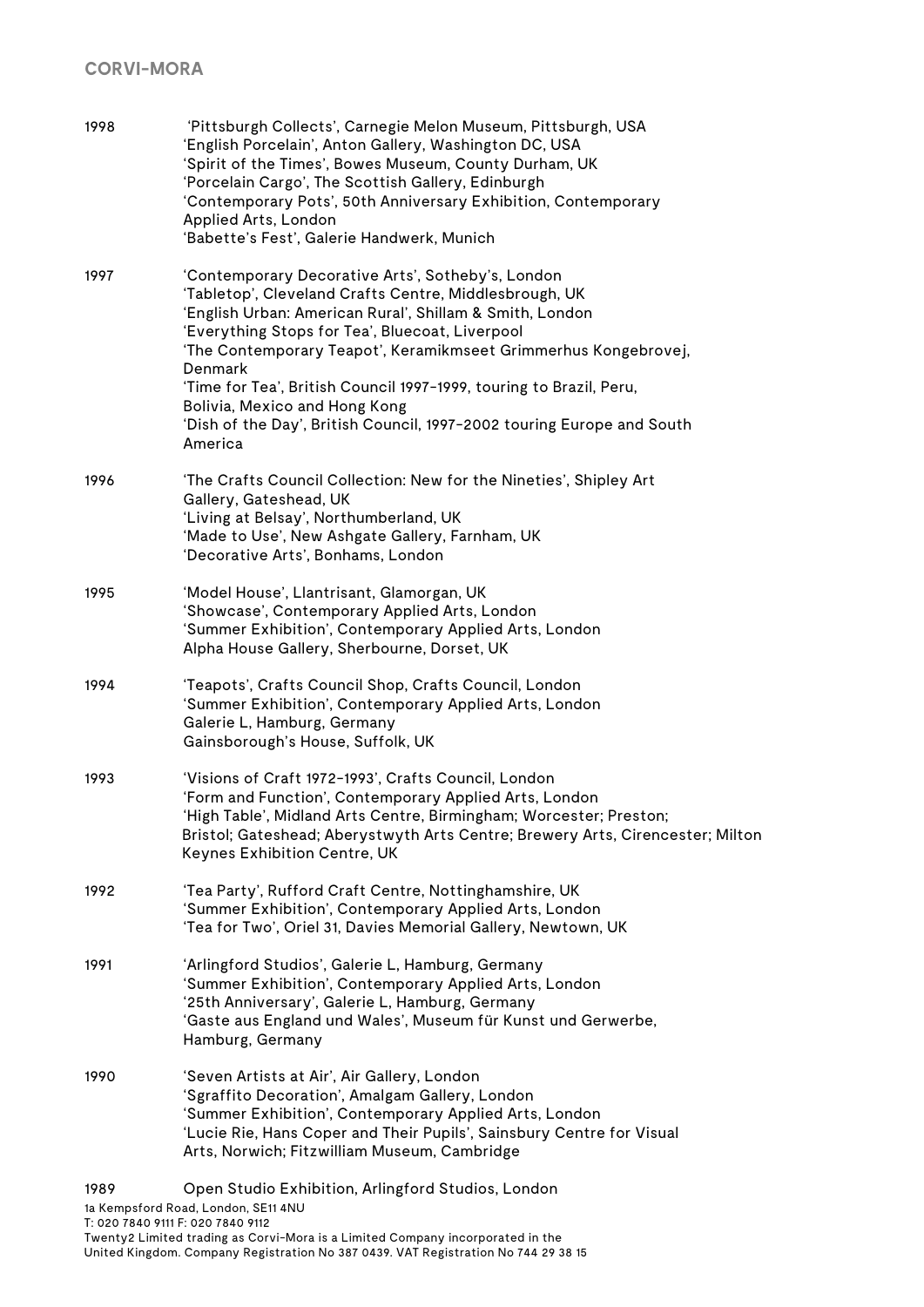1998 ‘Pittsburgh Collects’, Carnegie Melon Museum, Pittsburgh, USA
‘English Porcelain’, Anton Gallery, Washington DC, USA
‘Spirit of the Times’, Bowes Museum, County Durham, UK
‘Porcelain Cargo’, The Scottish Gallery, Edinburgh
‘Contemporary Pots’, 50th Anniversary Exhibition, Contemporary Applied Arts, London
‘Babette’s Fest’, Galerie Handwerk, Munich

1997 ‘Contemporary Decorative Arts’, Sotheby’s, London
‘Tabletop’, Cleveland Crafts Centre, Middlesbrough, UK
‘English Urban: American Rural’, Shillam & Smith, London
‘Everything Stops for Tea’, Bluecoat, Liverpool
‘The Contemporary Teapot’, Keramikmseet Grimmerhus Kongebrovej, Denmark
‘Time for Tea’, British Council 1997-1999, touring to Brazil, Peru, Bolivia, Mexico and Hong Kong
‘Dish of the Day’, British Council, 1997-2002 touring Europe and South America

1996 ‘The Crafts Council Collection: New for the Nineties’, Shipley Art Gallery, Gateshead, UK
‘Living at Belsay’, Northumberland, UK
‘Made to Use’, New Ashgate Gallery, Farnham, UK
‘Decorative Arts’, Bonhams, London

1995 ‘Model House’, Llantrisant, Glamorgan, UK
‘Showcase’, Contemporary Applied Arts, London
‘Summer Exhibition’, Contemporary Applied Arts, London
Alpha House Gallery, Sherbourne, Dorset, UK

1994 ‘Teapots’, Crafts Council Shop, Crafts Council, London
‘Summer Exhibition’, Contemporary Applied Arts, London
Galerie L, Hamburg, Germany
Gainsborough’s House, Suffolk, UK

1993 ‘Visions of Craft 1972-1993’, Crafts Council, London
‘Form and Function’, Contemporary Applied Arts, London
‘High Table’, Midland Arts Centre, Birmingham; Worcester; Preston; Bristol; Gateshead; Aberystwyth Arts Centre; Brewery Arts, Cirencester; Milton Keynes Exhibition Centre, UK

1992 ‘Tea Party’, Rufford Craft Centre, Nottinghamshire, UK
‘Summer Exhibition’, Contemporary Applied Arts, London
‘Tea for Two’, Oriel 31, Davies Memorial Gallery, Newtown, UK

1991 ‘Arlingford Studios’, Galerie L, Hamburg, Germany
‘Summer Exhibition’, Contemporary Applied Arts, London
‘25th Anniversary’, Galerie L, Hamburg, Germany
‘Gaste aus England und Wales’, Museum für Kunst und Gerwerbe, Hamburg, Germany

1990 ‘Seven Artists at Air’, Air Gallery, London
‘Sgraffito Decoration’, Amalgam Gallery, London
‘Summer Exhibition’, Contemporary Applied Arts, London
‘Lucie Rie, Hans Coper and Their Pupils’, Sainsbury Centre for Visual Arts, Norwich; Fitzwilliam Museum, Cambridge

1989 Open Studio Exhibition, Arlingford Studios, London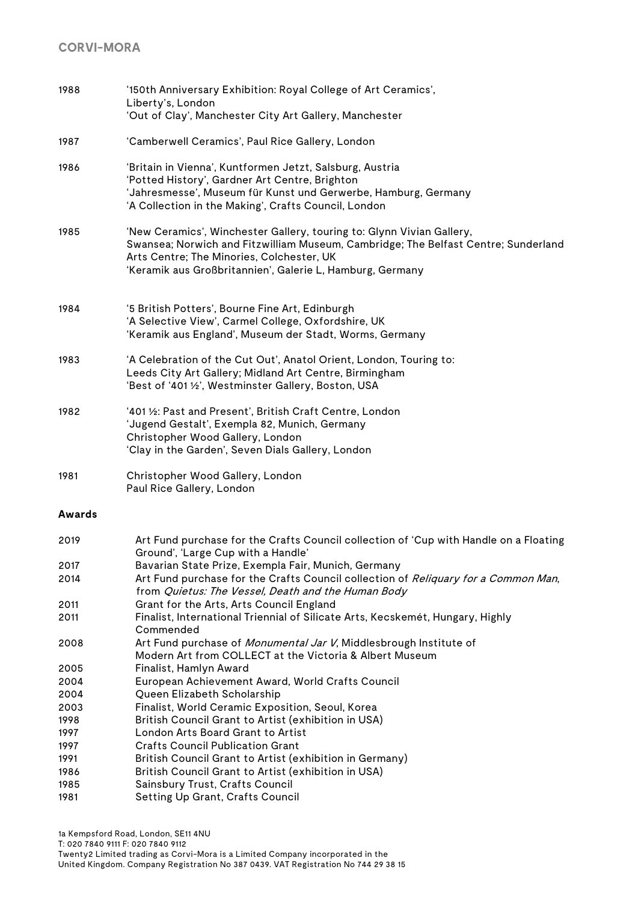| | |
|---|---|
| 1988 | '150th Anniversary Exhibition: Royal College of Art Ceramics', Liberty's, London<br>'Out of Clay', Manchester City Art Gallery, Manchester |
| 1987 | 'Camberwell Ceramics', Paul Rice Gallery, London |
| 1986 | 'Britain in Vienna', Kuntformen Jetzt, Salsburg, Austria<br>'Potted History', Gardner Art Centre, Brighton<br>'Jahresmesse', Museum für Kunst und Gerwerbe, Hamburg, Germany<br>'A Collection in the Making', Crafts Council, London |
| 1985 | 'New Ceramics', Winchester Gallery, touring to: Glynn Vivian Gallery, Swansea; Norwich and Fitzwilliam Museum, Cambridge; The Belfast Centre; Sunderland Arts Centre; The Minories, Colchester, UK<br>'Keramik aus Großbritannien', Galerie L, Hamburg, Germany |
| 1984 | '5 British Potters', Bourne Fine Art, Edinburgh<br>'A Selective View', Carmel College, Oxfordshire, UK<br>'Keramik aus England', Museum der Stadt, Worms, Germany |
| 1983 | 'A Celebration of the Cut Out', Anatol Orient, London, Touring to: Leeds City Art Gallery; Midland Art Centre, Birmingham<br>'Best of '401 ½', Westminster Gallery, Boston, USA |
| 1982 | '401 ½: Past and Present', British Craft Centre, London<br>'Jugend Gestalt', Exempla 82, Munich, Germany<br>Christopher Wood Gallery, London<br>'Clay in the Garden', Seven Dials Gallery, London |
| 1981 | Christopher Wood Gallery, London<br>Paul Rice Gallery, London |

**Awards**

| | |
|---|---|
| 2019 | Art Fund purchase for the Crafts Council collection of 'Cup with Handle on a Floating Ground', 'Large Cup with a Handle' |
| 2017 | Bavarian State Prize, Exempla Fair, Munich, Germany |
| 2014 | Art Fund purchase for the Crafts Council collection of *Reliquary for a Common Man*, from *Quietus: The Vessel, Death and the Human Body* |
| 2011 | Grant for the Arts, Arts Council England |
| 2011 | Finalist, International Triennial of Silicate Arts, Kecskemét, Hungary, Highly Commended |
| 2008 | Art Fund purchase of *Monumental Jar V*, Middlesbrough Institute of Modern Art from COLLECT at the Victoria & Albert Museum |
| 2005 | Finalist, Hamlyn Award |
| 2004 | European Achievement Award, World Crafts Council |
| 2004 | Queen Elizabeth Scholarship |
| 2003 | Finalist, World Ceramic Exposition, Seoul, Korea |
| 1998 | British Council Grant to Artist (exhibition in USA) |
| 1997 | London Arts Board Grant to Artist |
| 1997 | Crafts Council Publication Grant |
| 1991 | British Council Grant to Artist (exhibition in Germany) |
| 1986 | British Council Grant to Artist (exhibition in USA) |
| 1985 | Sainsbury Trust, Crafts Council |
| 1981 | Setting Up Grant, Crafts Council |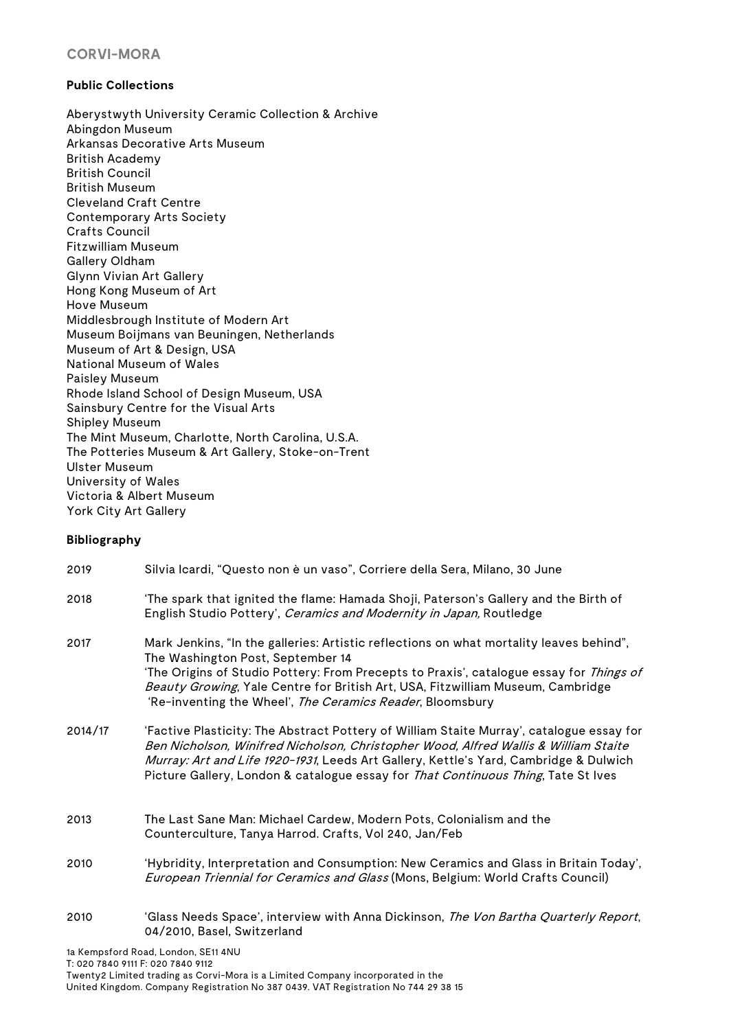## Public Collections

Aberystwyth University Ceramic Collection & Archive
Abingdon Museum
Arkansas Decorative Arts Museum
British Academy
British Council
British Museum
Cleveland Craft Centre
Contemporary Arts Society
Crafts Council
Fitzwilliam Museum
Gallery Oldham
Glynn Vivian Art Gallery
Hong Kong Museum of Art
Hove Museum
Middlesbrough Institute of Modern Art
Museum Boijmans van Beuningen, Netherlands
Museum of Art & Design, USA
National Museum of Wales
Paisley Museum
Rhode Island School of Design Museum, USA
Sainsbury Centre for the Visual Arts
Shipley Museum
The Mint Museum, Charlotte, North Carolina, U.S.A.
The Potteries Museum & Art Gallery, Stoke-on-Trent
Ulster Museum
University of Wales
Victoria & Albert Museum
York City Art Gallery

## Bibliography

2019 — Silvia Icardi, “Questo non è un vaso”, Corriere della Sera, Milano, 30 June

2018 — ‘The spark that ignited the flame: Hamada Shoji, Paterson’s Gallery and the Birth of English Studio Pottery’, *Ceramics and Modernity in Japan,* Routledge

2017 — Mark Jenkins, “In the galleries: Artistic reflections on what mortality leaves behind”, The Washington Post, September 14
‘The Origins of Studio Pottery: From Precepts to Praxis’, catalogue essay for *Things of Beauty Growing*, Yale Centre for British Art, USA, Fitzwilliam Museum, Cambridge
‘Re-inventing the Wheel’, *The Ceramics Reader*, Bloomsbury

2014/17 — ‘Factive Plasticity: The Abstract Pottery of William Staite Murray’, catalogue essay for *Ben Nicholson, Winifred Nicholson, Christopher Wood, Alfred Wallis & William Staite Murray: Art and Life 1920-1931*, Leeds Art Gallery, Kettle’s Yard, Cambridge & Dulwich Picture Gallery, London & catalogue essay for *That Continuous Thing*, Tate St Ives

2013 — The Last Sane Man: Michael Cardew, Modern Pots, Colonialism and the Counterculture, Tanya Harrod. Crafts, Vol 240, Jan/Feb

2010 — ‘Hybridity, Interpretation and Consumption: New Ceramics and Glass in Britain Today’, *European Triennial for Ceramics and Glass* (Mons, Belgium: World Crafts Council)

2010 — ‘Glass Needs Space’, interview with Anna Dickinson, *The Von Bartha Quarterly Report*, 04/2010, Basel, Switzerland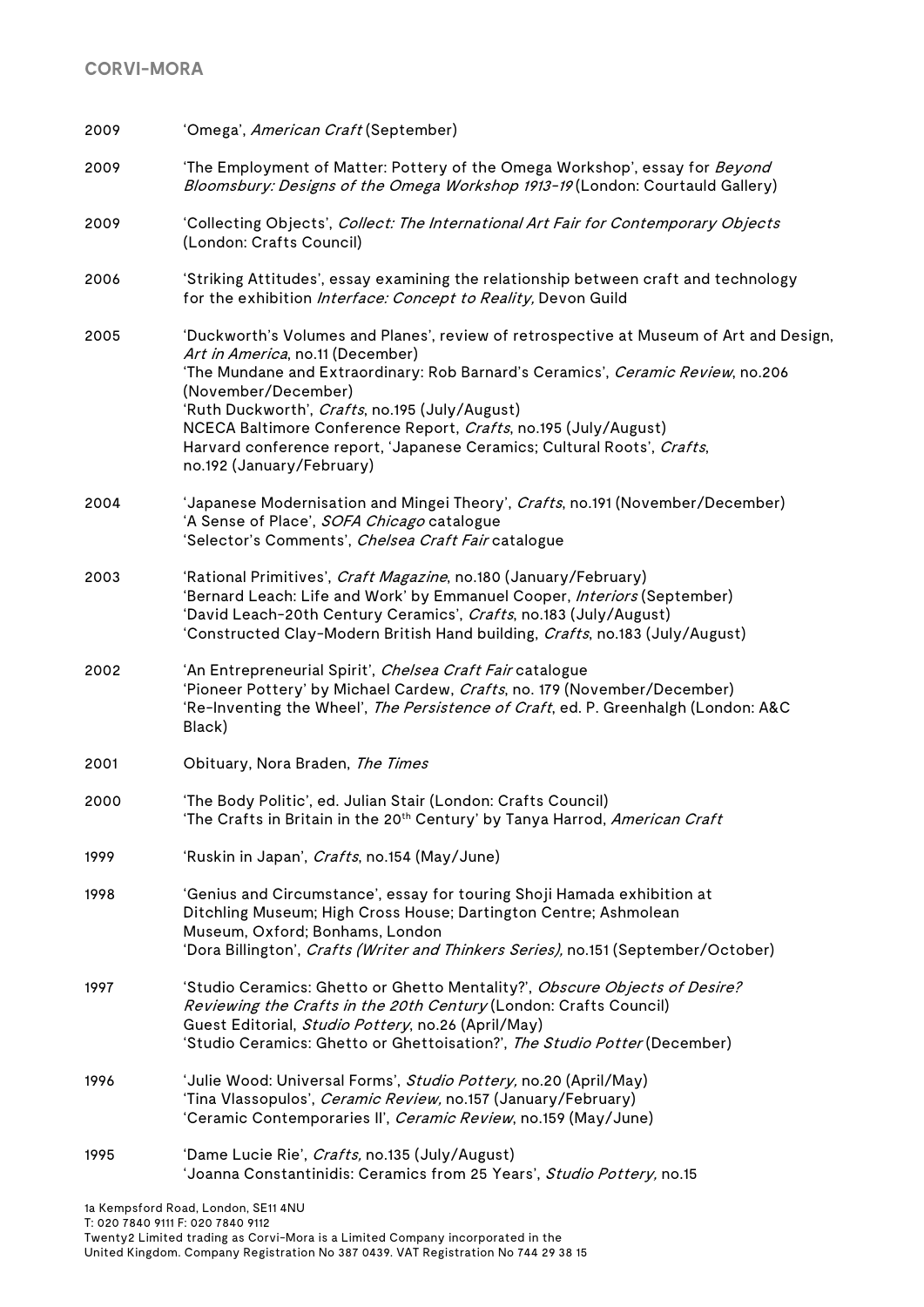2009 'Omega', *American Craft* (September)

2009 'The Employment of Matter: Pottery of the Omega Workshop', essay for *Beyond Bloomsbury: Designs of the Omega Workshop 1913-19* (London: Courtauld Gallery)

2009 'Collecting Objects', *Collect: The International Art Fair for Contemporary Objects* (London: Crafts Council)

2006 'Striking Attitudes', essay examining the relationship between craft and technology for the exhibition *Interface: Concept to Reality,* Devon Guild

2005 'Duckworth's Volumes and Planes', review of retrospective at Museum of Art and Design, *Art in America*, no.11 (December)
'The Mundane and Extraordinary: Rob Barnard's Ceramics', *Ceramic Review*, no.206 (November/December)
'Ruth Duckworth', *Crafts*, no.195 (July/August)
NCECA Baltimore Conference Report, *Crafts*, no.195 (July/August)
Harvard conference report, 'Japanese Ceramics; Cultural Roots', *Crafts*, no.192 (January/February)

2004 'Japanese Modernisation and Mingei Theory', *Crafts*, no.191 (November/December)
'A Sense of Place', *SOFA Chicago* catalogue
'Selector's Comments', *Chelsea Craft Fair* catalogue

2003 'Rational Primitives', *Craft Magazine*, no.180 (January/February)
'Bernard Leach: Life and Work' by Emmanuel Cooper, *Interiors* (September)
'David Leach-20th Century Ceramics', *Crafts*, no.183 (July/August)
'Constructed Clay-Modern British Hand building, *Crafts*, no.183 (July/August)

2002 'An Entrepreneurial Spirit', *Chelsea Craft Fair* catalogue
'Pioneer Pottery' by Michael Cardew, *Crafts*, no. 179 (November/December)
'Re-Inventing the Wheel', *The Persistence of Craft*, ed. P. Greenhalgh (London: A&C Black)

2001 Obituary, Nora Braden, *The Times*

2000 'The Body Politic', ed. Julian Stair (London: Crafts Council)
'The Crafts in Britain in the 20th Century' by Tanya Harrod, *American Craft*

1999 'Ruskin in Japan', *Crafts*, no.154 (May/June)

1998 'Genius and Circumstance', essay for touring Shoji Hamada exhibition at Ditchling Museum; High Cross House; Dartington Centre; Ashmolean Museum, Oxford; Bonhams, London
'Dora Billington', *Crafts (Writer and Thinkers Series),* no.151 (September/October)

1997 'Studio Ceramics: Ghetto or Ghetto Mentality?', *Obscure Objects of Desire? Reviewing the Crafts in the 20th Century* (London: Crafts Council)
Guest Editorial, *Studio Pottery*, no.26 (April/May)
'Studio Ceramics: Ghetto or Ghettoisation?', *The Studio Potter* (December)

1996 'Julie Wood: Universal Forms', *Studio Pottery,* no.20 (April/May)
'Tina Vlassopulos', *Ceramic Review,* no.157 (January/February)
'Ceramic Contemporaries II', *Ceramic Review*, no.159 (May/June)

1995 'Dame Lucie Rie', *Crafts,* no.135 (July/August)
'Joanna Constantinidis: Ceramics from 25 Years', *Studio Pottery,* no.15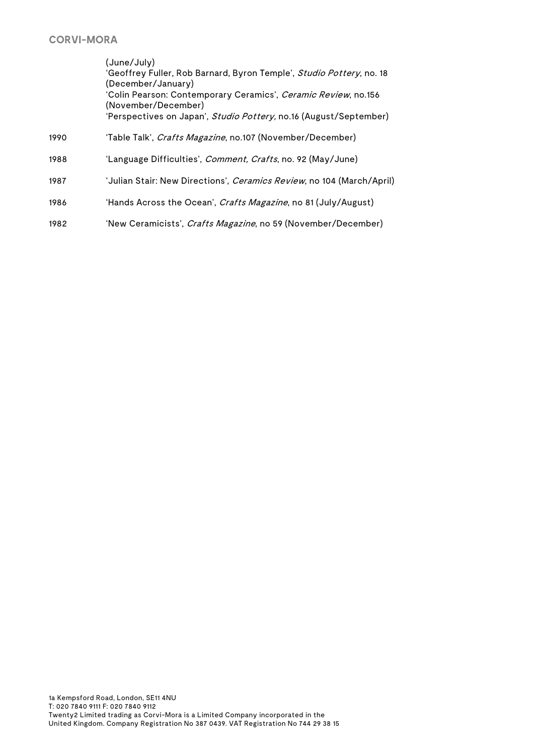(June/July)
'Geoffrey Fuller, Rob Barnard, Byron Temple', *Studio Pottery*, no. 18 (December/January)
'Colin Pearson: Contemporary Ceramics', *Ceramic Review*, no.156 (November/December)
'Perspectives on Japan', *Studio Pottery*, no.16 (August/September)

1990 'Table Talk', *Crafts Magazine*, no.107 (November/December)

1988 'Language Difficulties', *Comment, Crafts*, no. 92 (May/June)

1987 'Julian Stair: New Directions', *Ceramics Review*, no 104 (March/April)

1986 'Hands Across the Ocean', *Crafts Magazine*, no 81 (July/August)

1982 'New Ceramicists', *Crafts Magazine*, no 59 (November/December)